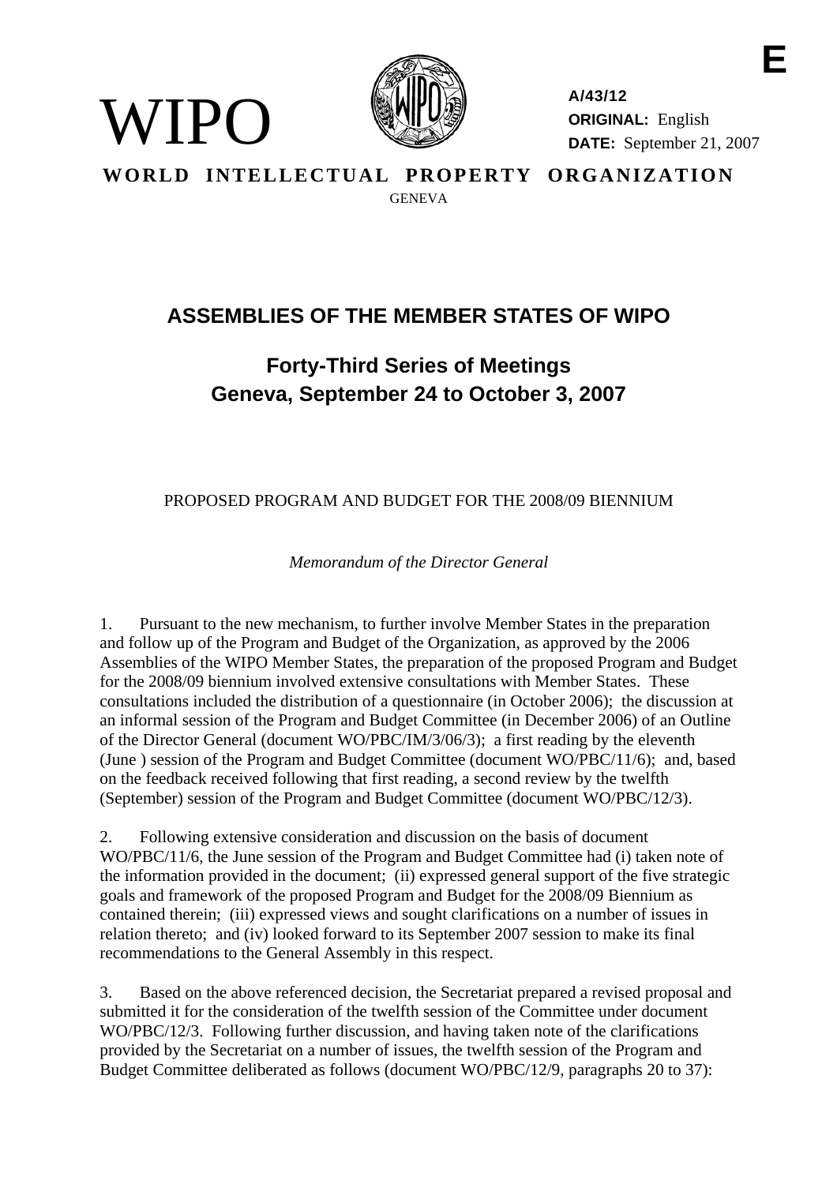E

WIPO

A/43/12
**ORIGINAL:** English
**DATE:** September 21, 2007

**WORLD INTELLECTUAL PROPERTY ORGANIZATION**
GENEVA

# ASSEMBLIES OF THE MEMBER STATES OF WIPO

## Forty-Third Series of Meetings
## Geneva, September 24 to October 3, 2007

PROPOSED PROGRAM AND BUDGET FOR THE 2008/09 BIENNIUM

*Memorandum of the Director General*

1. Pursuant to the new mechanism, to further involve Member States in the preparation and follow up of the Program and Budget of the Organization, as approved by the 2006 Assemblies of the WIPO Member States, the preparation of the proposed Program and Budget for the 2008/09 biennium involved extensive consultations with Member States. These consultations included the distribution of a questionnaire (in October 2006); the discussion at an informal session of the Program and Budget Committee (in December 2006) of an Outline of the Director General (document WO/PBC/IM/3/06/3); a first reading by the eleventh (June ) session of the Program and Budget Committee (document WO/PBC/11/6); and, based on the feedback received following that first reading, a second review by the twelfth (September) session of the Program and Budget Committee (document WO/PBC/12/3).

2. Following extensive consideration and discussion on the basis of document WO/PBC/11/6, the June session of the Program and Budget Committee had (i) taken note of the information provided in the document; (ii) expressed general support of the five strategic goals and framework of the proposed Program and Budget for the 2008/09 Biennium as contained therein; (iii) expressed views and sought clarifications on a number of issues in relation thereto; and (iv) looked forward to its September 2007 session to make its final recommendations to the General Assembly in this respect.

3. Based on the above referenced decision, the Secretariat prepared a revised proposal and submitted it for the consideration of the twelfth session of the Committee under document WO/PBC/12/3. Following further discussion, and having taken note of the clarifications provided by the Secretariat on a number of issues, the twelfth session of the Program and Budget Committee deliberated as follows (document WO/PBC/12/9, paragraphs 20 to 37):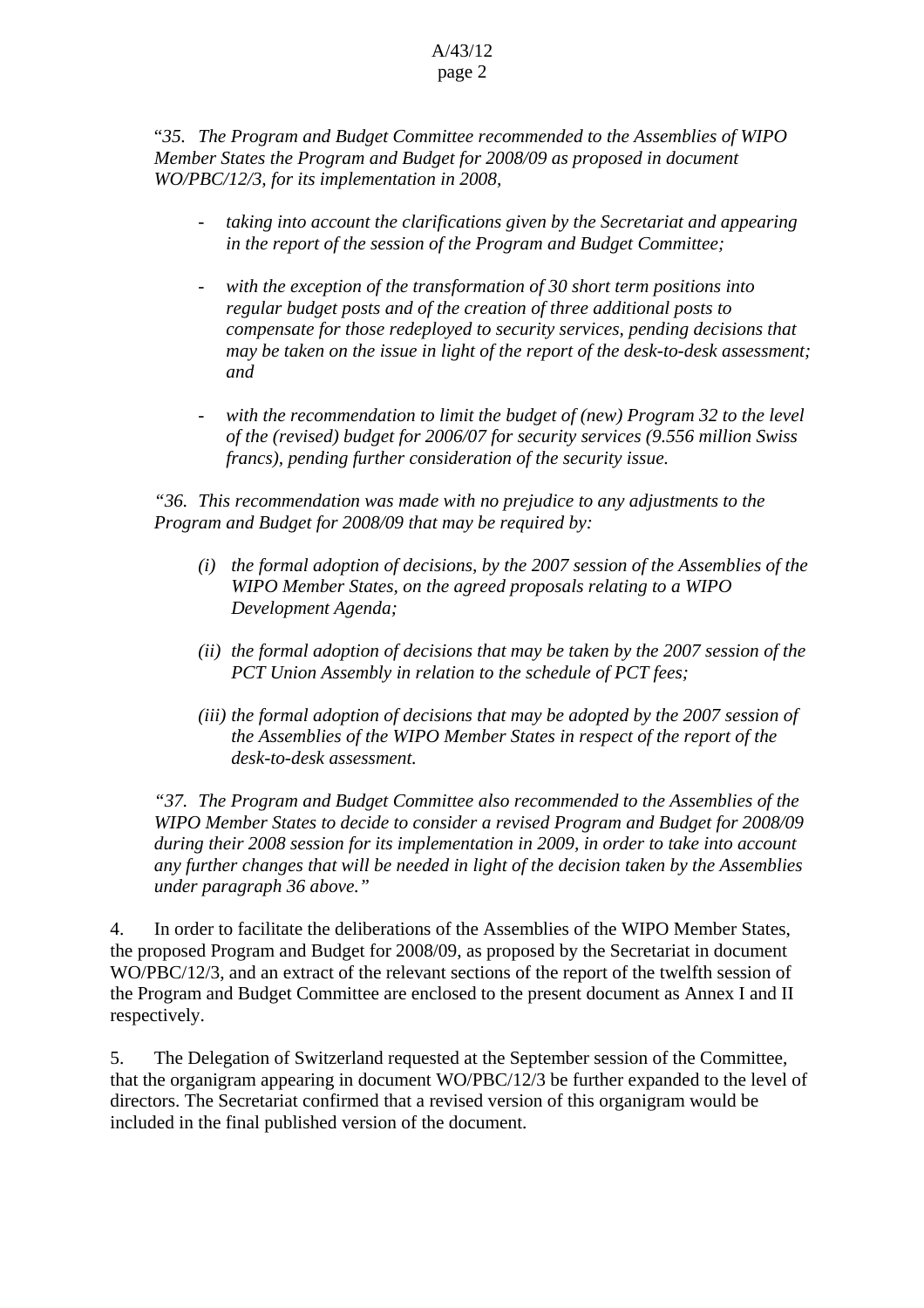"*35. The Program and Budget Committee recommended to the Assemblies of WIPO Member States the Program and Budget for 2008/09 as proposed in document WO/PBC/12/3, for its implementation in 2008,*

- *taking into account the clarifications given by the Secretariat and appearing in the report of the session of the Program and Budget Committee;*
- *with the exception of the transformation of 30 short term positions into regular budget posts and of the creation of three additional posts to compensate for those redeployed to security services, pending decisions that may be taken on the issue in light of the report of the desk-to-desk assessment; and*
- *with the recommendation to limit the budget of (new) Program 32 to the level of the (revised) budget for 2006/07 for security services (9.556 million Swiss francs), pending further consideration of the security issue.*

*"36. This recommendation was made with no prejudice to any adjustments to the Program and Budget for 2008/09 that may be required by:*

*(i) the formal adoption of decisions, by the 2007 session of the Assemblies of the WIPO Member States, on the agreed proposals relating to a WIPO Development Agenda;*

*(ii) the formal adoption of decisions that may be taken by the 2007 session of the PCT Union Assembly in relation to the schedule of PCT fees;*

*(iii) the formal adoption of decisions that may be adopted by the 2007 session of the Assemblies of the WIPO Member States in respect of the report of the desk-to-desk assessment.*

*"37. The Program and Budget Committee also recommended to the Assemblies of the WIPO Member States to decide to consider a revised Program and Budget for 2008/09 during their 2008 session for its implementation in 2009, in order to take into account any further changes that will be needed in light of the decision taken by the Assemblies under paragraph 36 above."*

4. In order to facilitate the deliberations of the Assemblies of the WIPO Member States, the proposed Program and Budget for 2008/09, as proposed by the Secretariat in document WO/PBC/12/3, and an extract of the relevant sections of the report of the twelfth session of the Program and Budget Committee are enclosed to the present document as Annex I and II respectively.

5. The Delegation of Switzerland requested at the September session of the Committee, that the organigram appearing in document WO/PBC/12/3 be further expanded to the level of directors. The Secretariat confirmed that a revised version of this organigram would be included in the final published version of the document.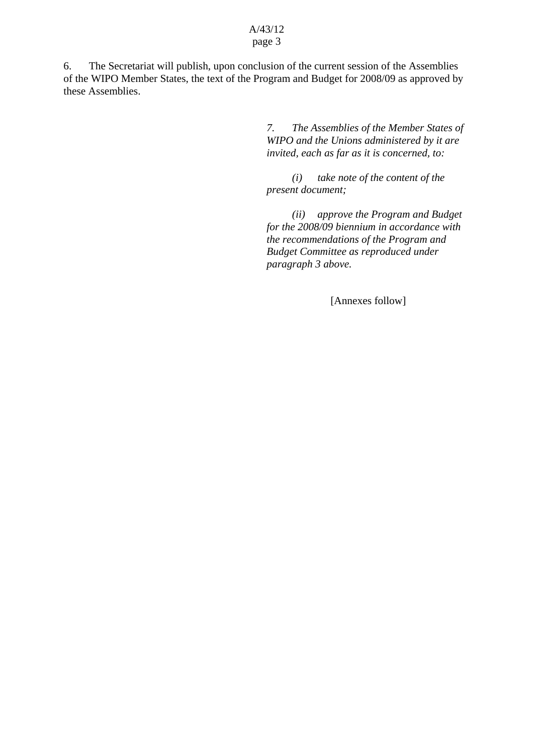6. The Secretariat will publish, upon conclusion of the current session of the Assemblies of the WIPO Member States, the text of the Program and Budget for 2008/09 as approved by these Assemblies.

*7. The Assemblies of the Member States of WIPO and the Unions administered by it are invited, each as far as it is concerned, to:*

*(i) take note of the content of the present document;*

*(ii) approve the Program and Budget for the 2008/09 biennium in accordance with the recommendations of the Program and Budget Committee as reproduced under paragraph 3 above.*

[Annexes follow]